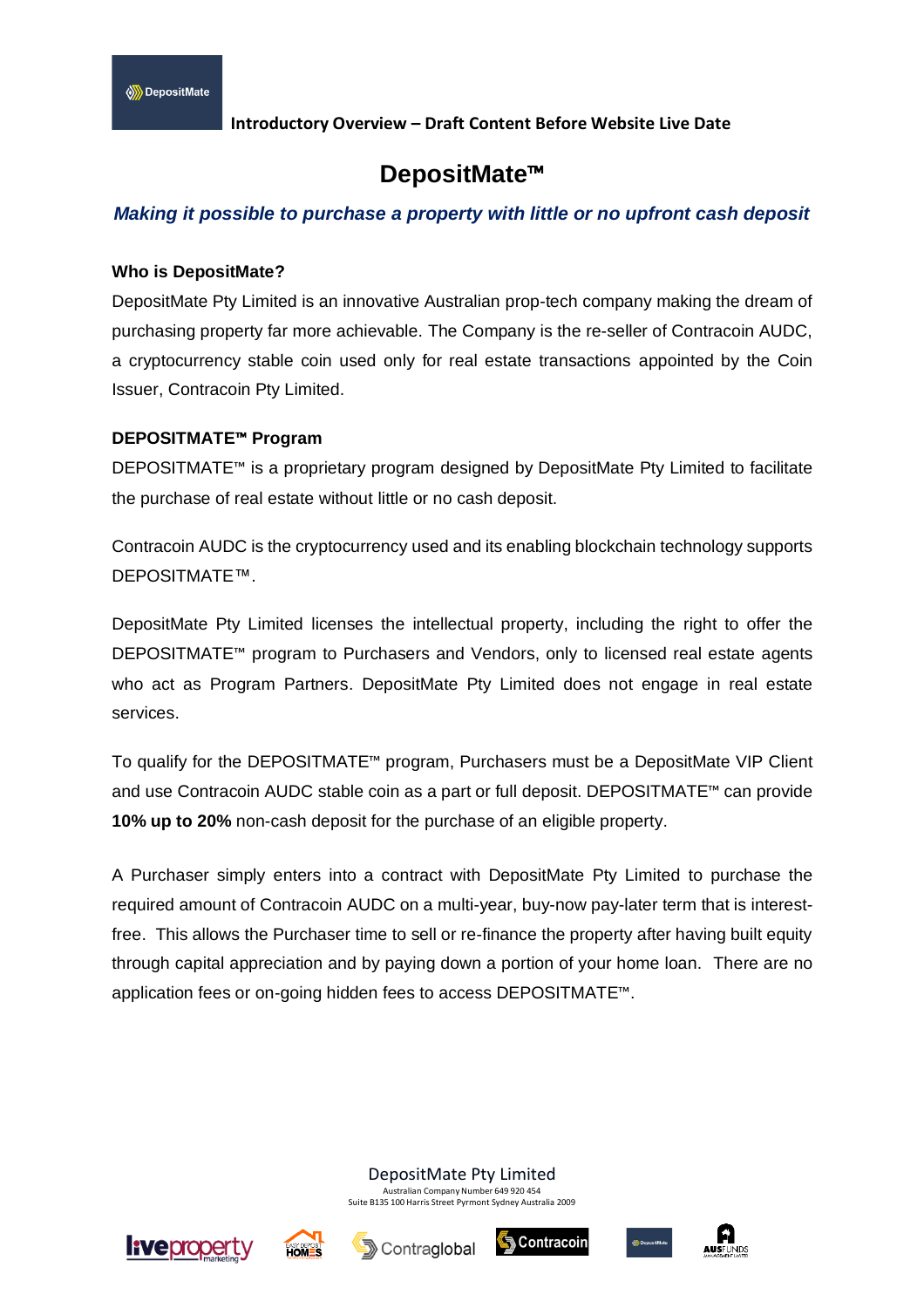DepositMate

**Introductory Overview – Draft Content Before Website Live Date**

# DepositMate™

***Making it possible to purchase a property with little or no upfront cash deposit***

**Who is DepositMate?**

DepositMate Pty Limited is an innovative Australian prop-tech company making the dream of purchasing property far more achievable. The Company is the re-seller of Contracoin AUDC, a cryptocurrency stable coin used only for real estate transactions appointed by the Coin Issuer, Contracoin Pty Limited.

**DEPOSITMATE™ Program**

DEPOSITMATE™ is a proprietary program designed by DepositMate Pty Limited to facilitate the purchase of real estate without little or no cash deposit.

Contracoin AUDC is the cryptocurrency used and its enabling blockchain technology supports DEPOSITMATE™.

DepositMate Pty Limited licenses the intellectual property, including the right to offer the DEPOSITMATE™ program to Purchasers and Vendors, only to licensed real estate agents who act as Program Partners. DepositMate Pty Limited does not engage in real estate services.

To qualify for the DEPOSITMATE™ program, Purchasers must be a DepositMate VIP Client and use Contracoin AUDC stable coin as a part or full deposit. DEPOSITMATE™ can provide **10% up to 20%** non-cash deposit for the purchase of an eligible property.

A Purchaser simply enters into a contract with DepositMate Pty Limited to purchase the required amount of Contracoin AUDC on a multi-year, buy-now pay-later term that is interest-free. This allows the Purchaser time to sell or re-finance the property after having built equity through capital appreciation and by paying down a portion of your home loan. There are no application fees or on-going hidden fees to access DEPOSITMATE™.

DepositMate Pty Limited
Australian Company Number 649 920 454
Suite B135 100 Harris Street Pyrmont Sydney Australia 2009

liveproperty marketing | Easy Deposit Homes | Contraglobal | Contracoin | DepositMate | AUSFUNDS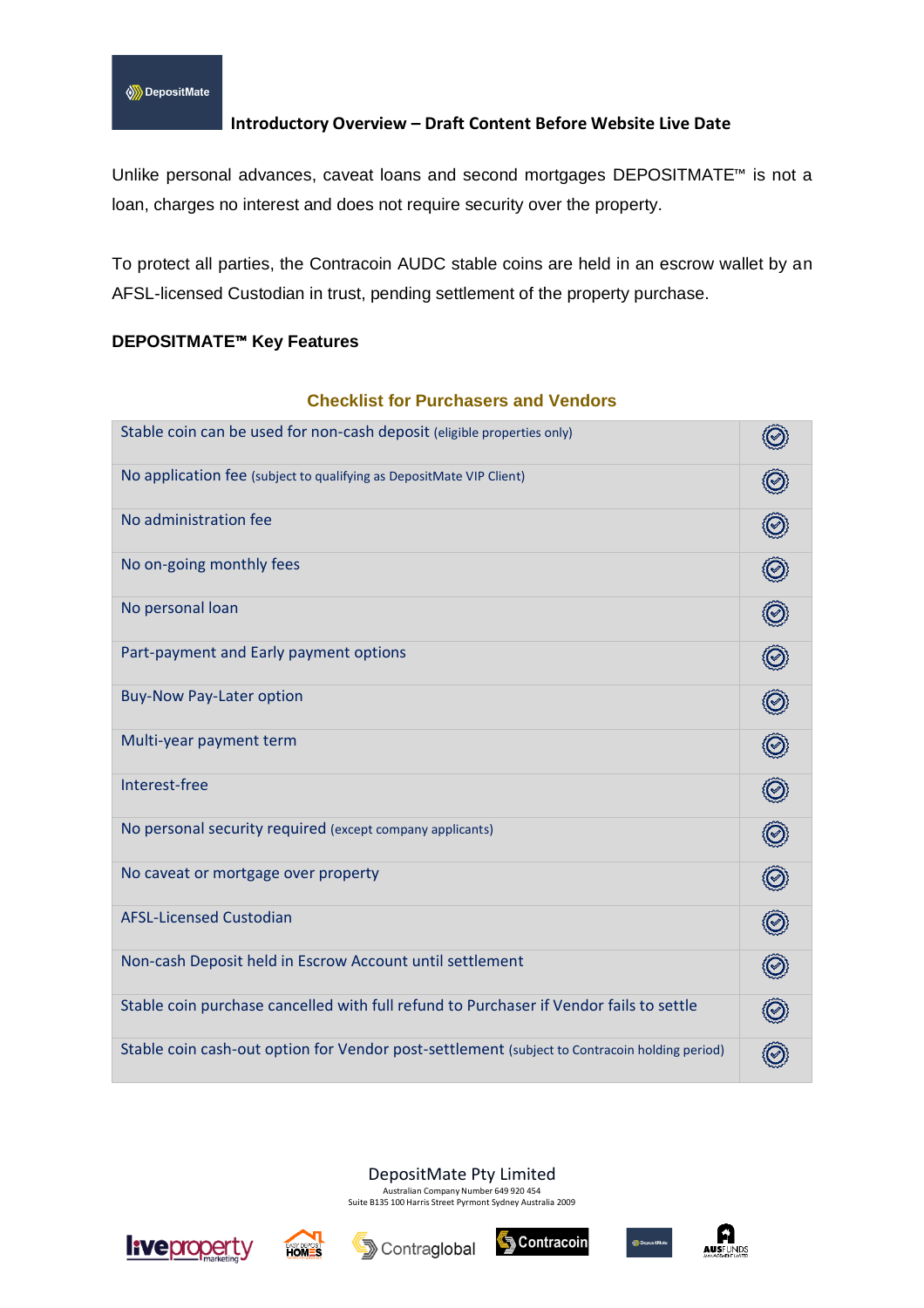**Introductory Overview – Draft Content Before Website Live Date**

Unlike personal advances, caveat loans and second mortgages DEPOSITMATE™ is not a loan, charges no interest and does not require security over the property.

To protect all parties, the Contracoin AUDC stable coins are held in an escrow wallet by an AFSL-licensed Custodian in trust, pending settlement of the property purchase.

**DEPOSITMATE™ Key Features**

**Checklist for Purchasers and Vendors**

| Feature | |
|---|---|
| Stable coin can be used for non-cash deposit (eligible properties only) | ✓ |
| No application fee (subject to qualifying as DepositMate VIP Client) | ✓ |
| No administration fee | ✓ |
| No on-going monthly fees | ✓ |
| No personal loan | ✓ |
| Part-payment and Early payment options | ✓ |
| Buy-Now Pay-Later option | ✓ |
| Multi-year payment term | ✓ |
| Interest-free | ✓ |
| No personal security required (except company applicants) | ✓ |
| No caveat or mortgage over property | ✓ |
| AFSL-Licensed Custodian | ✓ |
| Non-cash Deposit held in Escrow Account until settlement | ✓ |
| Stable coin purchase cancelled with full refund to Purchaser if Vendor fails to settle | ✓ |
| Stable coin cash-out option for Vendor post-settlement (subject to Contracoin holding period) | ✓ |

DepositMate Pty Limited
Australian Company Number 649 920 454
Suite B135 100 Harris Street Pyrmont Sydney Australia 2009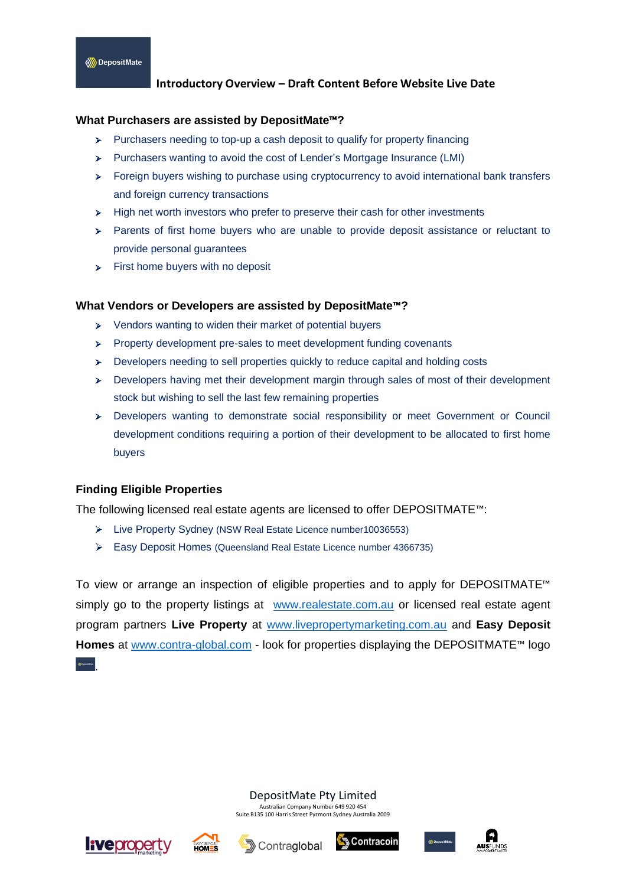DepositMate

**Introductory Overview – Draft Content Before Website Live Date**

### What Purchasers are assisted by DepositMate™?

- Purchasers needing to top-up a cash deposit to qualify for property financing
- Purchasers wanting to avoid the cost of Lender's Mortgage Insurance (LMI)
- Foreign buyers wishing to purchase using cryptocurrency to avoid international bank transfers and foreign currency transactions
- High net worth investors who prefer to preserve their cash for other investments
- Parents of first home buyers who are unable to provide deposit assistance or reluctant to provide personal guarantees
- First home buyers with no deposit

### What Vendors or Developers are assisted by DepositMate™?

- Vendors wanting to widen their market of potential buyers
- Property development pre-sales to meet development funding covenants
- Developers needing to sell properties quickly to reduce capital and holding costs
- Developers having met their development margin through sales of most of their development stock but wishing to sell the last few remaining properties
- Developers wanting to demonstrate social responsibility or meet Government or Council development conditions requiring a portion of their development to be allocated to first home buyers

### Finding Eligible Properties

The following licensed real estate agents are licensed to offer DEPOSITMATE™:

- Live Property Sydney (NSW Real Estate Licence number10036553)
- Easy Deposit Homes (Queensland Real Estate Licence number 4366735)

To view or arrange an inspection of eligible properties and to apply for DEPOSITMATE™ simply go to the property listings at www.realestate.com.au or licensed real estate agent program partners **Live Property** at www.livepropertymarketing.com.au and **Easy Deposit Homes** at www.contra-global.com - look for properties displaying the DEPOSITMATE™ logo .

DepositMate Pty Limited
Australian Company Number 649 920 454
Suite B135 100 Harris Street Pyrmont Sydney Australia 2009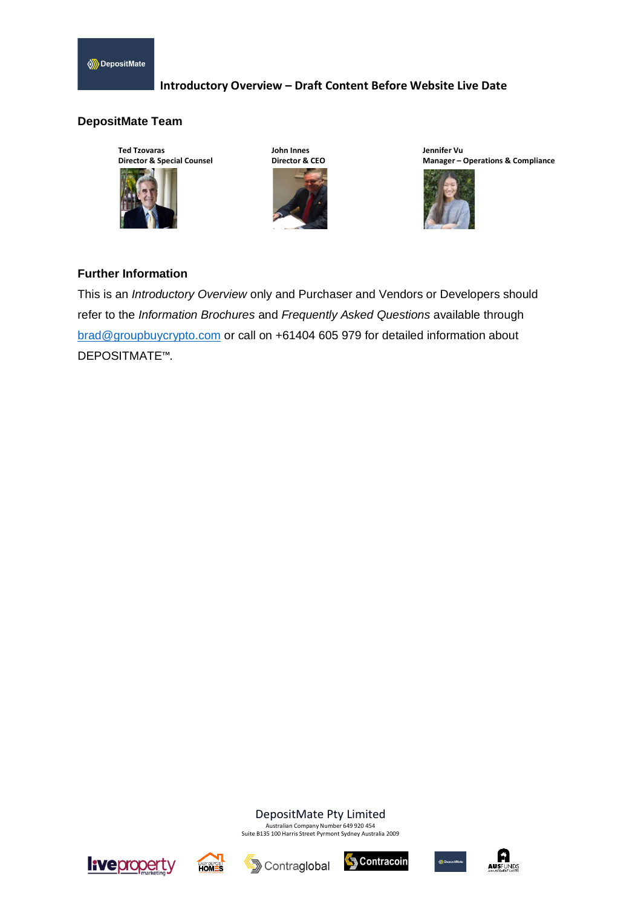**Introductory Overview – Draft Content Before Website Live Date**

## DepositMate Team

**Ted Tzovaras**
**Director & Special Counsel**

**John Innes**
**Director & CEO**

**Jennifer Vu**
**Manager – Operations & Compliance**

## Further Information

This is an *Introductory Overview* only and Purchaser and Vendors or Developers should refer to the *Information Brochures* and *Frequently Asked Questions* available through brad@groupbuycrypto.com or call on +61404 605 979 for detailed information about DEPOSITMATE™.

DepositMate Pty Limited
Australian Company Number 649 920 454
Suite B135 100 Harris Street Pyrmont Sydney Australia 2009